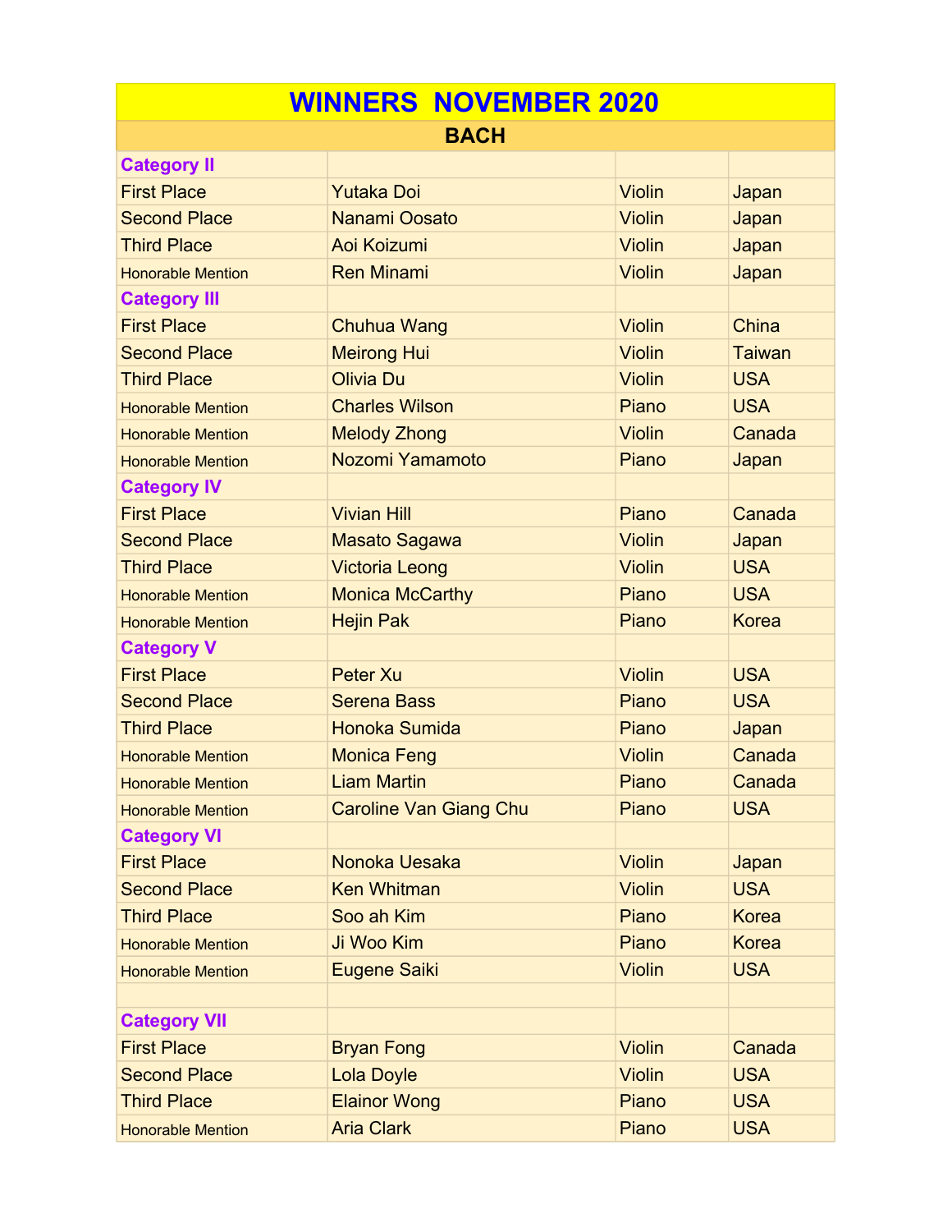# WINNERS NOVEMBER 2020

## BACH

| | | | |
|---|---|---|---|
| **Category II** | | | |
| First Place | Yutaka Doi | Violin | Japan |
| Second Place | Nanami Oosato | Violin | Japan |
| Third Place | Aoi Koizumi | Violin | Japan |
| Honorable Mention | Ren Minami | Violin | Japan |
| **Category III** | | | |
| First Place | Chuhua Wang | Violin | China |
| Second Place | Meirong Hui | Violin | Taiwan |
| Third Place | Olivia Du | Violin | USA |
| Honorable Mention | Charles Wilson | Piano | USA |
| Honorable Mention | Melody Zhong | Violin | Canada |
| Honorable Mention | Nozomi Yamamoto | Piano | Japan |
| **Category IV** | | | |
| First Place | Vivian Hill | Piano | Canada |
| Second Place | Masato Sagawa | Violin | Japan |
| Third Place | Victoria Leong | Violin | USA |
| Honorable Mention | Monica McCarthy | Piano | USA |
| Honorable Mention | Hejin Pak | Piano | Korea |
| **Category V** | | | |
| First Place | Peter Xu | Violin | USA |
| Second Place | Serena Bass | Piano | USA |
| Third Place | Honoka Sumida | Piano | Japan |
| Honorable Mention | Monica Feng | Violin | Canada |
| Honorable Mention | Liam Martin | Piano | Canada |
| Honorable Mention | Caroline Van Giang Chu | Piano | USA |
| **Category VI** | | | |
| First Place | Nonoka Uesaka | Violin | Japan |
| Second Place | Ken Whitman | Violin | USA |
| Third Place | Soo ah Kim | Piano | Korea |
| Honorable Mention | Ji Woo Kim | Piano | Korea |
| Honorable Mention | Eugene Saiki | Violin | USA |
| | | | |
| **Category VII** | | | |
| First Place | Bryan Fong | Violin | Canada |
| Second Place | Lola Doyle | Violin | USA |
| Third Place | Elainor Wong | Piano | USA |
| Honorable Mention | Aria Clark | Piano | USA |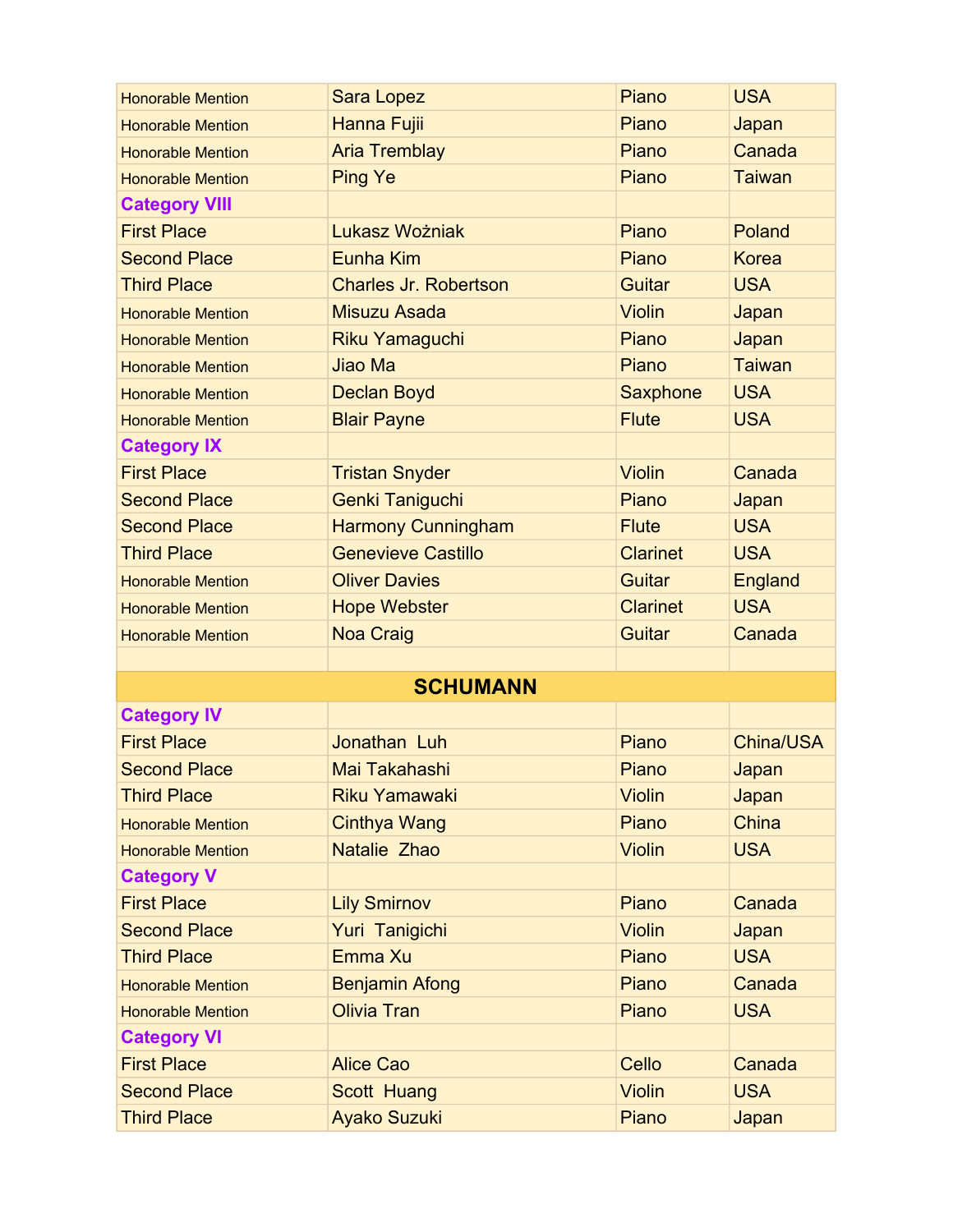| | | | |
|---|---|---|---|
| Honorable Mention | Sara Lopez | Piano | USA |
| Honorable Mention | Hanna Fujii | Piano | Japan |
| Honorable Mention | Aria Tremblay | Piano | Canada |
| Honorable Mention | Ping Ye | Piano | Taiwan |
| **Category VIII** | | | |
| First Place | Lukasz Wożniak | Piano | Poland |
| Second Place | Eunha Kim | Piano | Korea |
| Third Place | Charles Jr. Robertson | Guitar | USA |
| Honorable Mention | Misuzu Asada | Violin | Japan |
| Honorable Mention | Riku Yamaguchi | Piano | Japan |
| Honorable Mention | Jiao Ma | Piano | Taiwan |
| Honorable Mention | Declan Boyd | Saxphone | USA |
| Honorable Mention | Blair Payne | Flute | USA |
| **Category IX** | | | |
| First Place | Tristan Snyder | Violin | Canada |
| Second Place | Genki Taniguchi | Piano | Japan |
| Second Place | Harmony Cunningham | Flute | USA |
| Third Place | Genevieve Castillo | Clarinet | USA |
| Honorable Mention | Oliver Davies | Guitar | England |
| Honorable Mention | Hope Webster | Clarinet | USA |
| Honorable Mention | Noa Craig | Guitar | Canada |
| | | | |
| **SCHUMANN** | | | |
| **Category IV** | | | |
| First Place | Jonathan Luh | Piano | China/USA |
| Second Place | Mai Takahashi | Piano | Japan |
| Third Place | Riku Yamawaki | Violin | Japan |
| Honorable Mention | Cinthya Wang | Piano | China |
| Honorable Mention | Natalie Zhao | Violin | USA |
| **Category V** | | | |
| First Place | Lily Smirnov | Piano | Canada |
| Second Place | Yuri Tanigichi | Violin | Japan |
| Third Place | Emma Xu | Piano | USA |
| Honorable Mention | Benjamin Afong | Piano | Canada |
| Honorable Mention | Olivia Tran | Piano | USA |
| **Category VI** | | | |
| First Place | Alice Cao | Cello | Canada |
| Second Place | Scott Huang | Violin | USA |
| Third Place | Ayako Suzuki | Piano | Japan |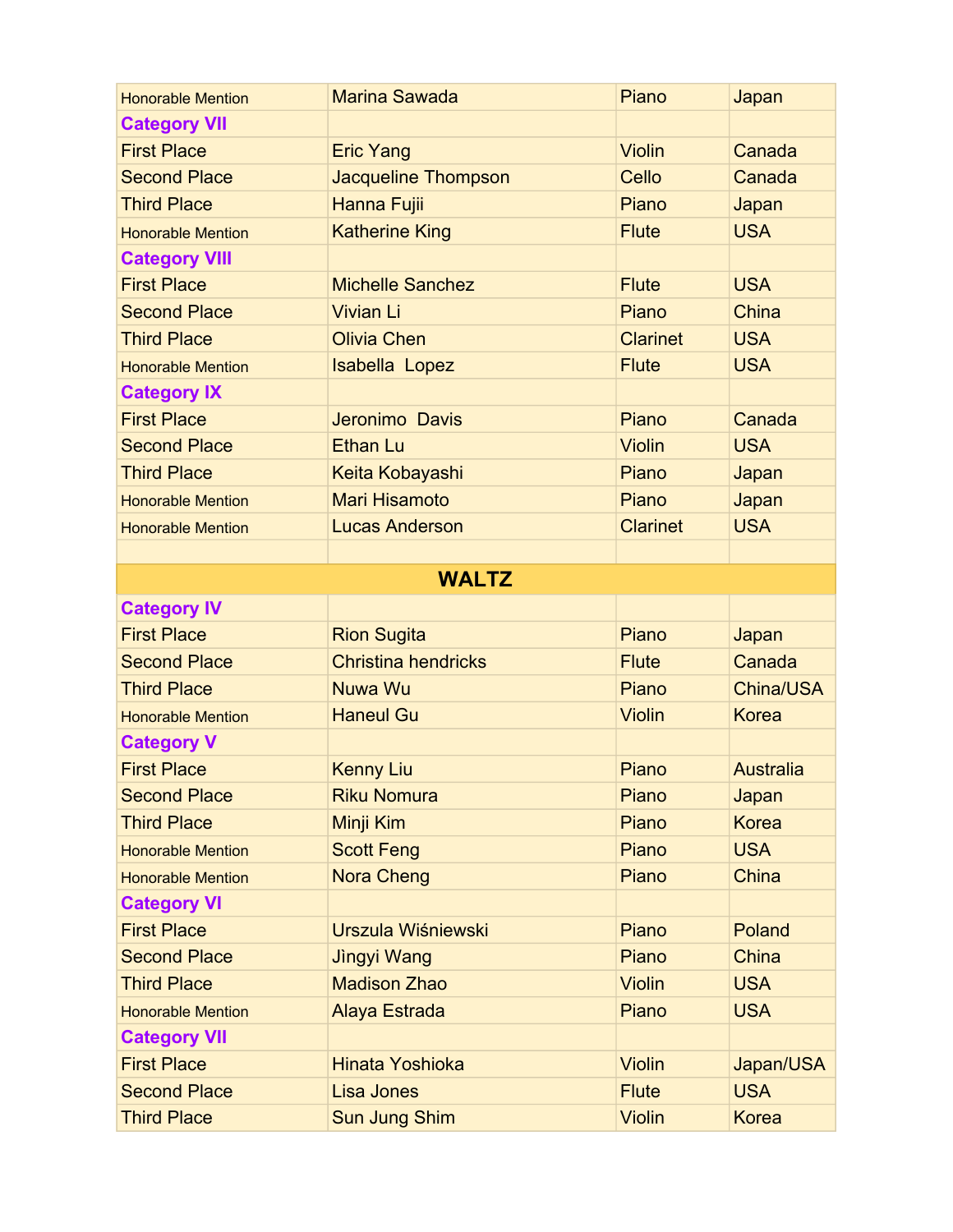| | | | |
|---|---|---|---|
| Honorable Mention | Marina Sawada | Piano | Japan |
| **Category VII** | | | |
| First Place | Eric Yang | Violin | Canada |
| Second Place | Jacqueline Thompson | Cello | Canada |
| Third Place | Hanna Fujii | Piano | Japan |
| Honorable Mention | Katherine King | Flute | USA |
| **Category VIII** | | | |
| First Place | Michelle Sanchez | Flute | USA |
| Second Place | Vivian Li | Piano | China |
| Third Place | Olivia Chen | Clarinet | USA |
| Honorable Mention | Isabella Lopez | Flute | USA |
| **Category IX** | | | |
| First Place | Jeronimo Davis | Piano | Canada |
| Second Place | Ethan Lu | Violin | USA |
| Third Place | Keita Kobayashi | Piano | Japan |
| Honorable Mention | Mari Hisamoto | Piano | Japan |
| Honorable Mention | Lucas Anderson | Clarinet | USA |
| | | | |
| **WALTZ** | | | |
| **Category IV** | | | |
| First Place | Rion Sugita | Piano | Japan |
| Second Place | Christina hendricks | Flute | Canada |
| Third Place | Nuwa Wu | Piano | China/USA |
| Honorable Mention | Haneul Gu | Violin | Korea |
| **Category V** | | | |
| First Place | Kenny Liu | Piano | Australia |
| Second Place | Riku Nomura | Piano | Japan |
| Third Place | Minji Kim | Piano | Korea |
| Honorable Mention | Scott Feng | Piano | USA |
| Honorable Mention | Nora Cheng | Piano | China |
| **Category VI** | | | |
| First Place | Urszula Wiśniewski | Piano | Poland |
| Second Place | Jingyi Wang | Piano | China |
| Third Place | Madison Zhao | Violin | USA |
| Honorable Mention | Alaya Estrada | Piano | USA |
| **Category VII** | | | |
| First Place | Hinata Yoshioka | Violin | Japan/USA |
| Second Place | Lisa Jones | Flute | USA |
| Third Place | Sun Jung Shim | Violin | Korea |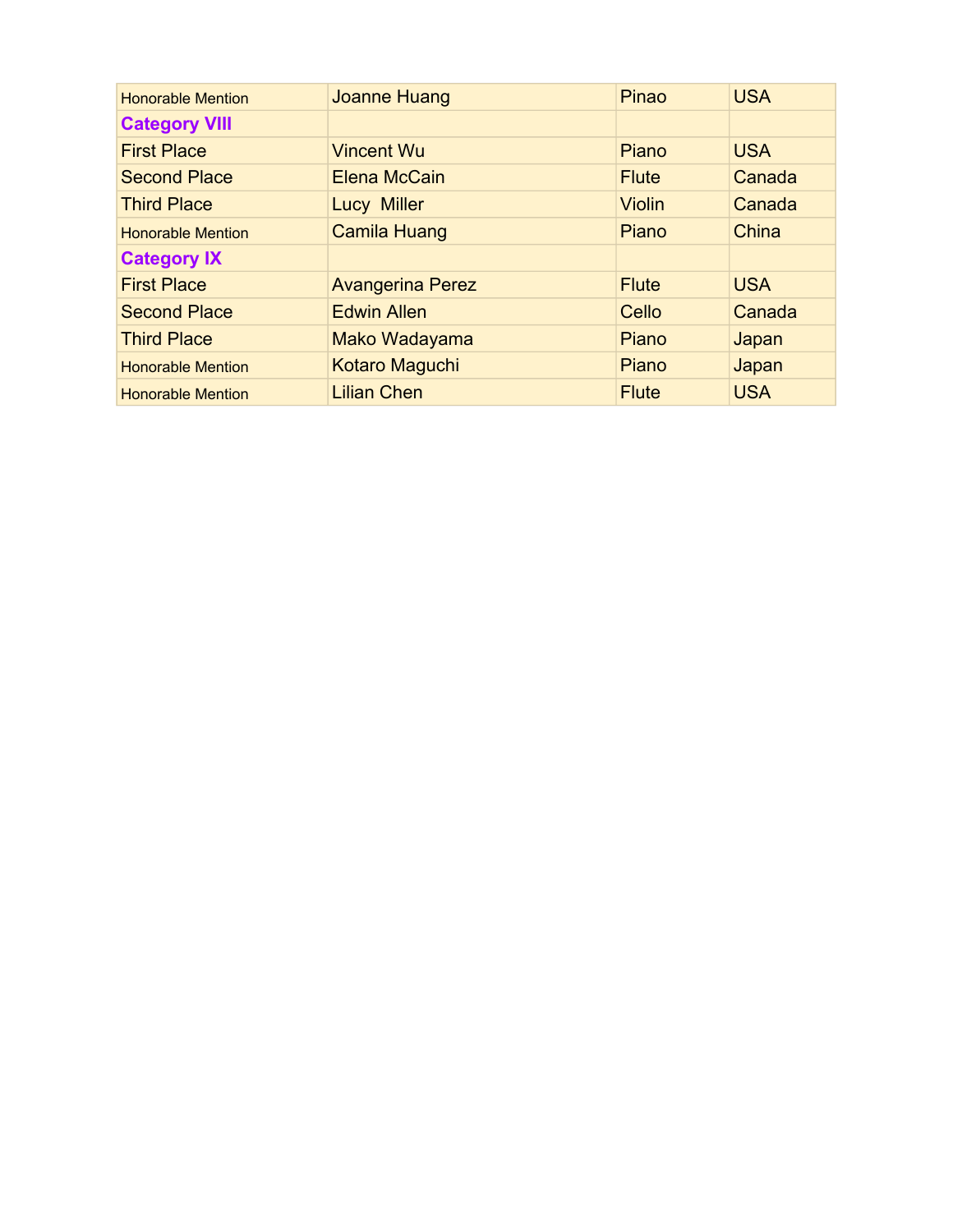| | | | |
|---|---|---|---|
| Honorable Mention | Joanne Huang | Pinao | USA |
| **Category VIII** | | | |
| First Place | Vincent Wu | Piano | USA |
| Second Place | Elena McCain | Flute | Canada |
| Third Place | Lucy  Miller | Violin | Canada |
| Honorable Mention | Camila Huang | Piano | China |
| **Category IX** | | | |
| First Place | Avangerina Perez | Flute | USA |
| Second Place | Edwin Allen | Cello | Canada |
| Third Place | Mako Wadayama | Piano | Japan |
| Honorable Mention | Kotaro Maguchi | Piano | Japan |
| Honorable Mention | Lilian Chen | Flute | USA |